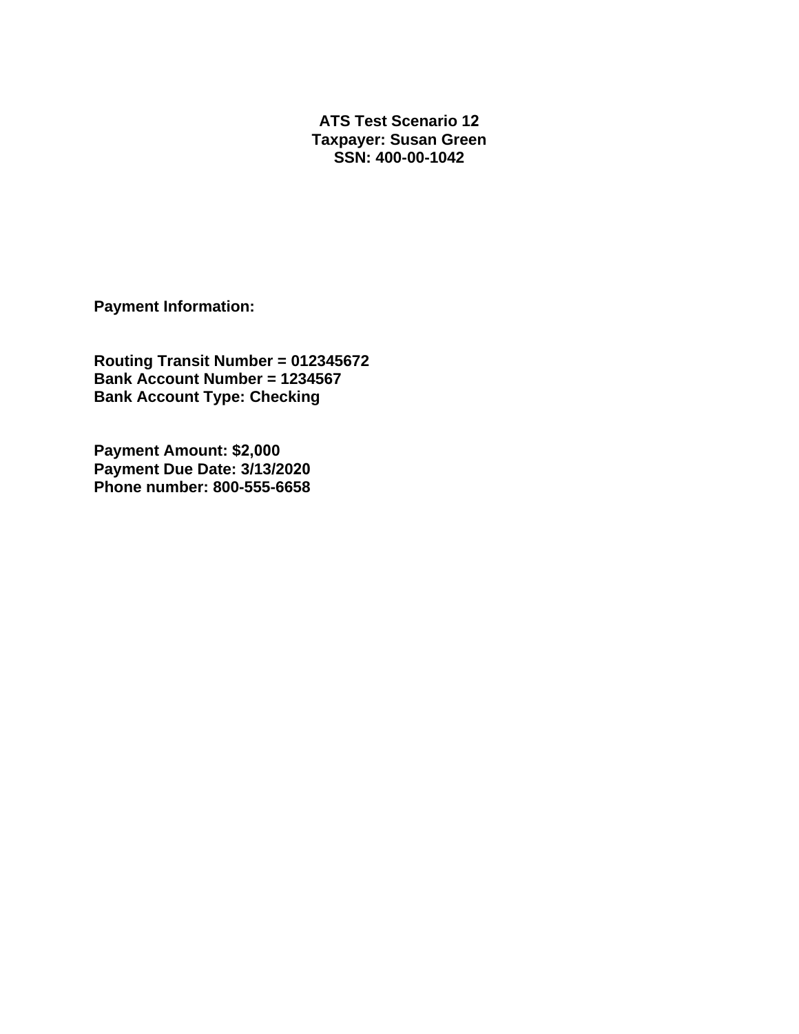**ATS Test Scenario 12**
**Taxpayer: Susan Green**
**SSN: 400-00-1042**

**Payment Information:**

**Routing Transit Number = 012345672**
**Bank Account Number = 1234567**
**Bank Account Type: Checking**

**Payment Amount: $2,000**
**Payment Due Date: 3/13/2020**
**Phone number: 800-555-6658**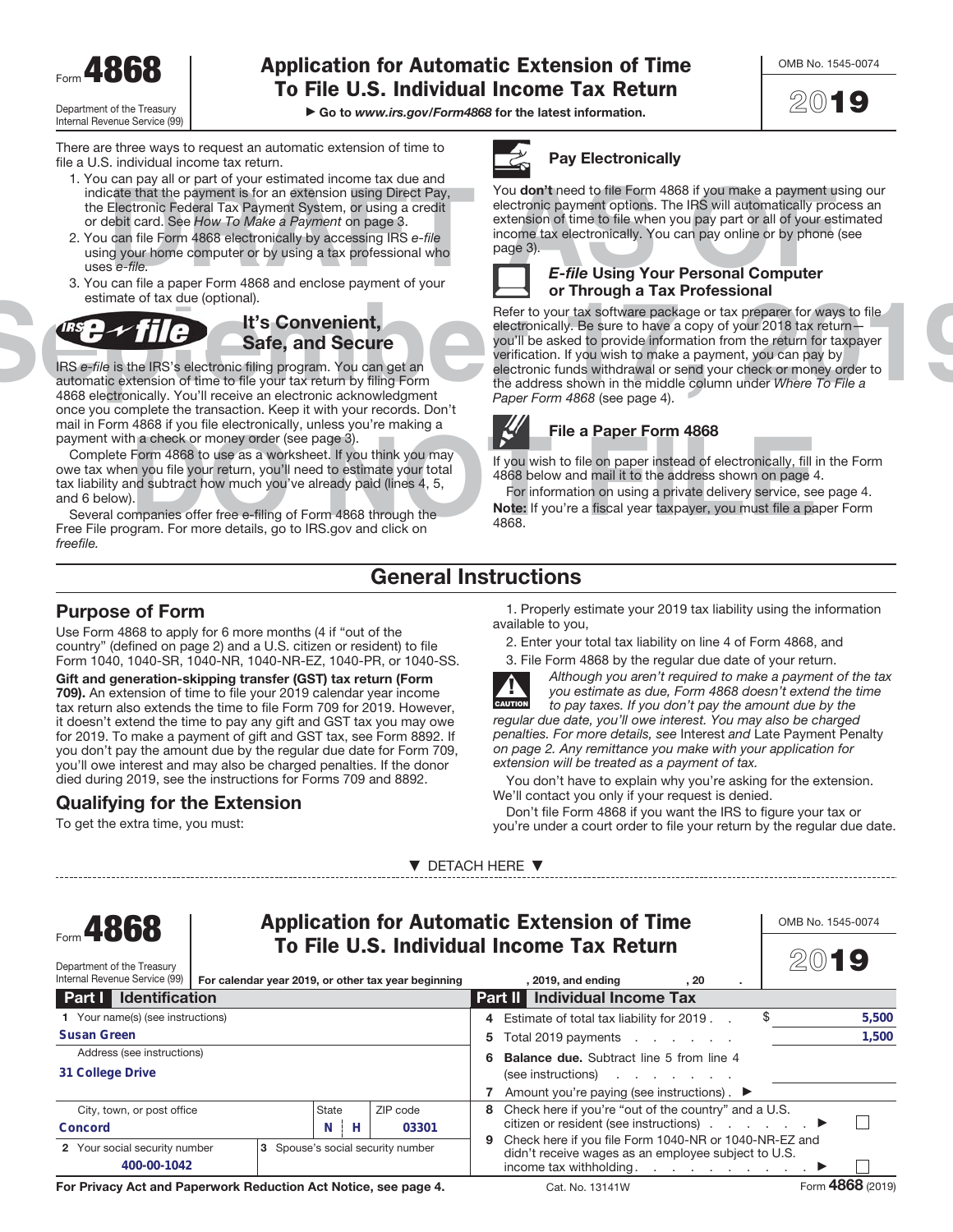Form **4868**

Department of the Treasury
Internal Revenue Service (99)

# Application for Automatic Extension of Time To File U.S. Individual Income Tax Return

▶ Go to *www.irs.gov/Form4868* for the latest information.

OMB No. 1545-0074

**2019**

There are three ways to request an automatic extension of time to file a U.S. individual income tax return.

1. You can pay all or part of your estimated income tax due and indicate that the payment is for an extension using Direct Pay, the Electronic Federal Tax Payment System, or using a credit or debit card. See *How To Make a Payment* on page 3.
2. You can file Form 4868 electronically by accessing IRS *e-file* using your home computer or by using a tax professional who uses *e-file.*
3. You can file a paper Form 4868 and enclose payment of your estimate of tax due (optional).

## It's Convenient, Safe, and Secure

IRS *e-file* is the IRS's electronic filing program. You can get an automatic extension of time to file your tax return by filing Form 4868 electronically. You'll receive an electronic acknowledgment once you complete the transaction. Keep it with your records. Don't mail in Form 4868 if you file electronically, unless you're making a payment with a check or money order (see page 3).

Complete Form 4868 to use as a worksheet. If you think you may owe tax when you file your return, you'll need to estimate your total tax liability and subtract how much you've already paid (lines 4, 5, and 6 below).

Several companies offer free e-filing of Form 4868 through the Free File program. For more details, go to IRS.gov and click on *freefile.*

## Pay Electronically

You **don't** need to file Form 4868 if you make a payment using our electronic payment options. The IRS will automatically process an extension of time to file when you pay part or all of your estimated income tax electronically. You can pay online or by phone (see page 3).

## *E-file* Using Your Personal Computer or Through a Tax Professional

Refer to your tax software package or tax preparer for ways to file electronically. Be sure to have a copy of your 2018 tax return—you'll be asked to provide information from the return for taxpayer verification. If you wish to make a payment, you can pay by electronic funds withdrawal or send your check or money order to the address shown in the middle column under *Where To File a Paper Form 4868* (see page 4).

## File a Paper Form 4868

If you wish to file on paper instead of electronically, fill in the Form 4868 below and mail it to the address shown on page 4.

For information on using a private delivery service, see page 4.

**Note:** If you're a fiscal year taxpayer, you must file a paper Form 4868.

# General Instructions

## Purpose of Form

Use Form 4868 to apply for 6 more months (4 if "out of the country" (defined on page 2) and a U.S. citizen or resident) to file Form 1040, 1040-SR, 1040-NR, 1040-NR-EZ, 1040-PR, or 1040-SS.

**Gift and generation-skipping transfer (GST) tax return (Form 709).** An extension of time to file your 2019 calendar year income tax return also extends the time to file Form 709 for 2019. However, it doesn't extend the time to pay any gift and GST tax you may owe for 2019. To make a payment of gift and GST tax, see Form 8892. If you don't pay the amount due by the regular due date for Form 709, you'll owe interest and may also be charged penalties. If the donor died during 2019, see the instructions for Forms 709 and 8892.

## Qualifying for the Extension

To get the extra time, you must:

1. Properly estimate your 2019 tax liability using the information available to you,
2. Enter your total tax liability on line 4 of Form 4868, and
3. File Form 4868 by the regular due date of your return.

**CAUTION** *Although you aren't required to make a payment of the tax you estimate as due, Form 4868 doesn't extend the time to pay taxes. If you don't pay the amount due by the regular due date, you'll owe interest. You may also be charged penalties. For more details, see* Interest *and* Late Payment Penalty *on page 2. Any remittance you make with your application for extension will be treated as a payment of tax.*

You don't have to explain why you're asking for the extension. We'll contact you only if your request is denied.

Don't file Form 4868 if you want the IRS to figure your tax or you're under a court order to file your return by the regular due date.

▼ DETACH HERE ▼

---

Form **4868**

Department of the Treasury
Internal Revenue Service (99)

# Application for Automatic Extension of Time To File U.S. Individual Income Tax Return

OMB No. 1545-0074

**2019**

For calendar year 2019, or other tax year beginning , 2019, and ending , 20 .

| Part I Identification | | |
|---|---|---|
| 1 Your name(s) (see instructions): **Susan Green** | | |
| Address (see instructions): **31 College Drive** | | |
| City, town, or post office: **Concord** | State: **NH** | ZIP code: **03301** |
| 2 Your social security number: **400-00-1042** | 3 Spouse's social security number: | |

| Part II Individual Income Tax | |
|---|---|
| 4 Estimate of total tax liability for 2019 | $ 5,500 |
| 5 Total 2019 payments | 1,500 |
| 6 **Balance due.** Subtract line 5 from line 4 (see instructions) | |
| 7 Amount you're paying (see instructions) ▶ | |
| 8 Check here if you're "out of the country" and a U.S. citizen or resident (see instructions) ▶ | ☐ |
| 9 Check here if you file Form 1040-NR or 1040-NR-EZ and didn't receive wages as an employee subject to U.S. income tax withholding ▶ | ☐ |

For Privacy Act and Paperwork Reduction Act Notice, see page 4. Cat. No. 13141W Form **4868** (2019)